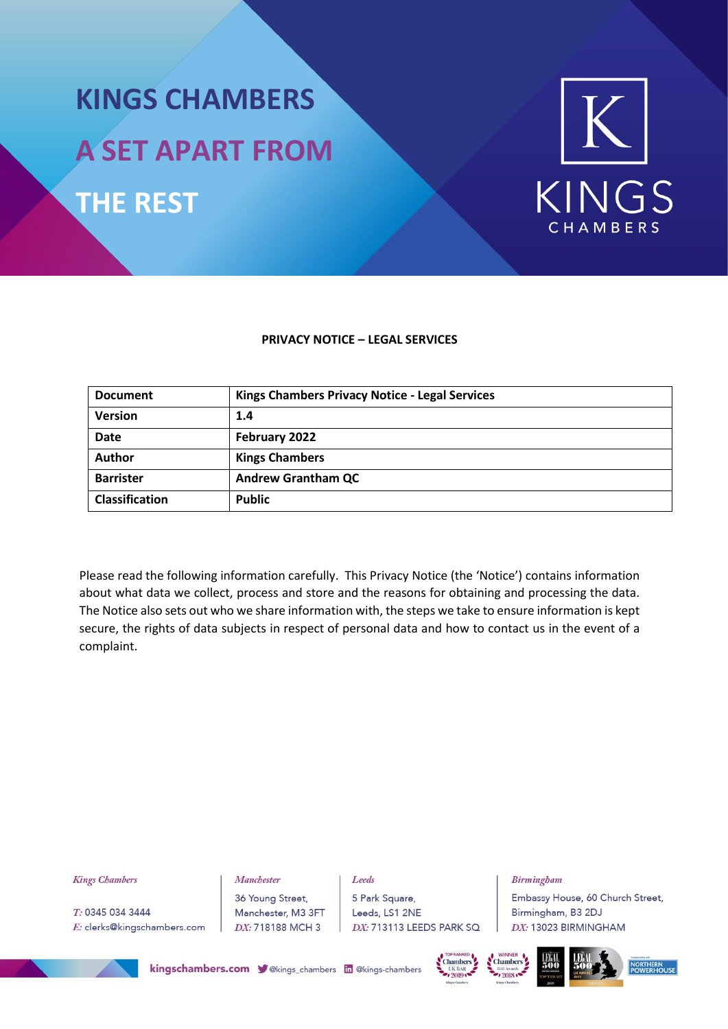# KINGS CHAMBERS

# A SET APART FROM THE REST

KINGS CHAMBERS

**PRIVACY NOTICE – LEGAL SERVICES**

| **Document** | **Kings Chambers Privacy Notice - Legal Services** |
|---|---|
| **Version** | **1.4** |
| **Date** | **February 2022** |
| **Author** | **Kings Chambers** |
| **Barrister** | **Andrew Grantham QC** |
| **Classification** | **Public** |

Please read the following information carefully. This Privacy Notice (the 'Notice') contains information about what data we collect, process and store and the reasons for obtaining and processing the data. The Notice also sets out who we share information with, the steps we take to ensure information is kept secure, the rights of data subjects in respect of personal data and how to contact us in the event of a complaint.

*Kings Chambers*
*T:* 0345 034 3444
*E:* clerks@kingschambers.com

*Manchester*
36 Young Street,
Manchester, M3 3FT
*DX:* 718188 MCH 3

*Leeds*
5 Park Square,
Leeds, LS1 2NE
*DX:* 713113 LEEDS PARK SQ

*Birmingham*
Embassy House, 60 Church Street,
Birmingham, B3 2DJ
*DX:* 13023 BIRMINGHAM

kingschambers.com @kings_chambers @kings-chambers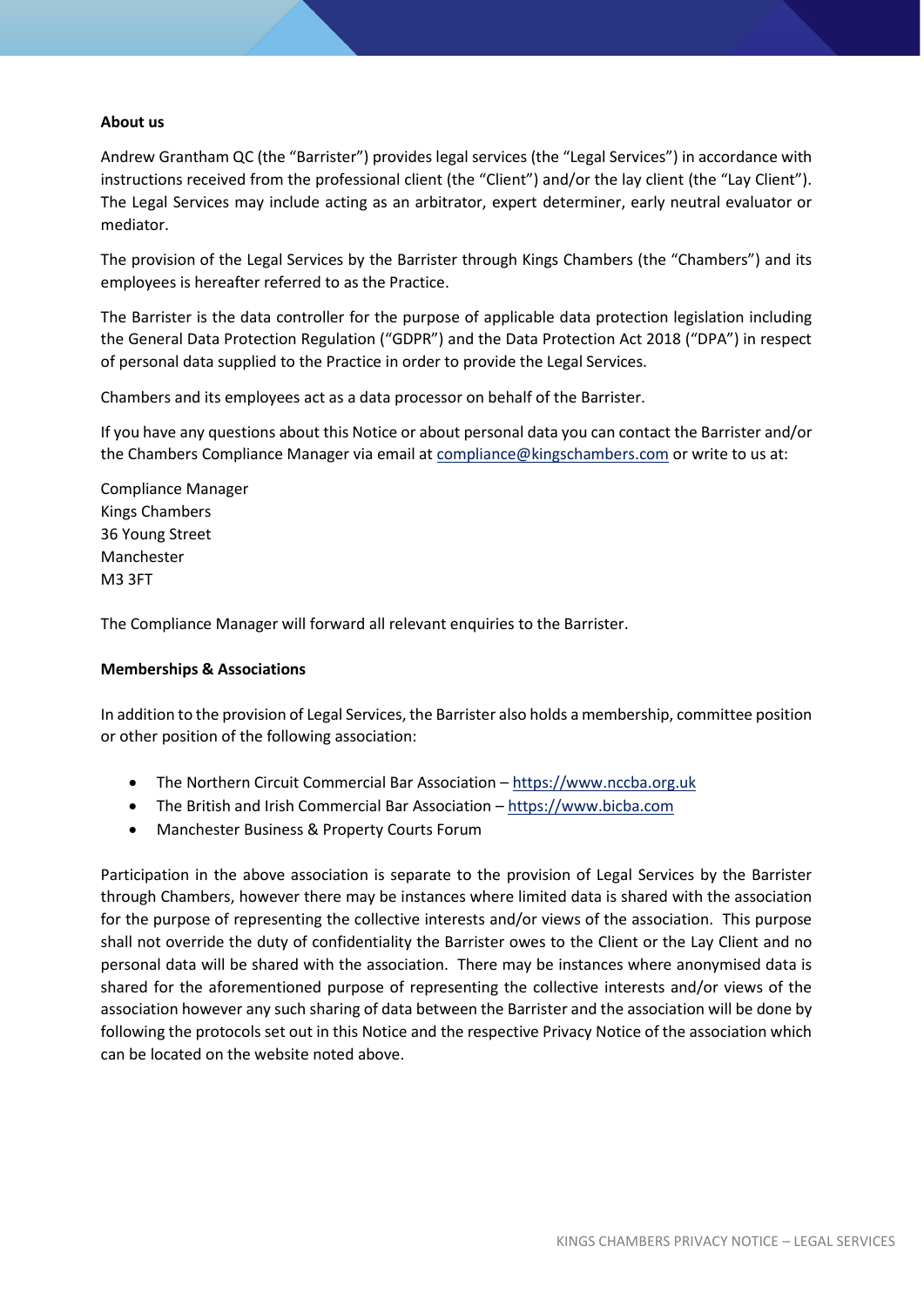**About us**

Andrew Grantham QC (the "Barrister") provides legal services (the "Legal Services") in accordance with instructions received from the professional client (the "Client") and/or the lay client (the "Lay Client"). The Legal Services may include acting as an arbitrator, expert determiner, early neutral evaluator or mediator.

The provision of the Legal Services by the Barrister through Kings Chambers (the "Chambers") and its employees is hereafter referred to as the Practice.

The Barrister is the data controller for the purpose of applicable data protection legislation including the General Data Protection Regulation ("GDPR") and the Data Protection Act 2018 ("DPA") in respect of personal data supplied to the Practice in order to provide the Legal Services.

Chambers and its employees act as a data processor on behalf of the Barrister.

If you have any questions about this Notice or about personal data you can contact the Barrister and/or the Chambers Compliance Manager via email at compliance@kingschambers.com or write to us at:

Compliance Manager
Kings Chambers
36 Young Street
Manchester
M3 3FT

The Compliance Manager will forward all relevant enquiries to the Barrister.

**Memberships & Associations**

In addition to the provision of Legal Services, the Barrister also holds a membership, committee position or other position of the following association:

- The Northern Circuit Commercial Bar Association – https://www.nccba.org.uk
- The British and Irish Commercial Bar Association – https://www.bicba.com
- Manchester Business & Property Courts Forum

Participation in the above association is separate to the provision of Legal Services by the Barrister through Chambers, however there may be instances where limited data is shared with the association for the purpose of representing the collective interests and/or views of the association. This purpose shall not override the duty of confidentiality the Barrister owes to the Client or the Lay Client and no personal data will be shared with the association. There may be instances where anonymised data is shared for the aforementioned purpose of representing the collective interests and/or views of the association however any such sharing of data between the Barrister and the association will be done by following the protocols set out in this Notice and the respective Privacy Notice of the association which can be located on the website noted above.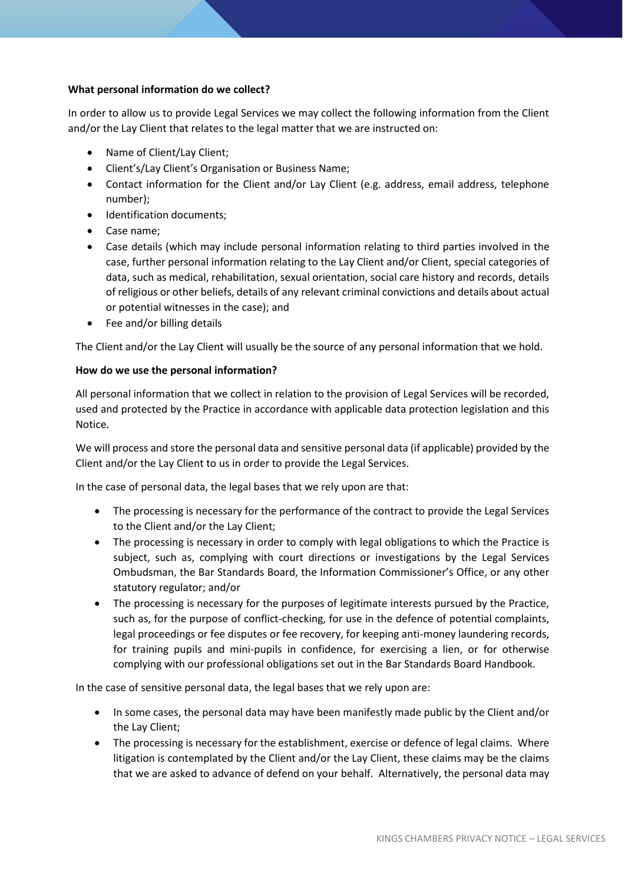**What personal information do we collect?**

In order to allow us to provide Legal Services we may collect the following information from the Client and/or the Lay Client that relates to the legal matter that we are instructed on:

- Name of Client/Lay Client;
- Client's/Lay Client's Organisation or Business Name;
- Contact information for the Client and/or Lay Client (e.g. address, email address, telephone number);
- Identification documents;
- Case name;
- Case details (which may include personal information relating to third parties involved in the case, further personal information relating to the Lay Client and/or Client, special categories of data, such as medical, rehabilitation, sexual orientation, social care history and records, details of religious or other beliefs, details of any relevant criminal convictions and details about actual or potential witnesses in the case); and
- Fee and/or billing details

The Client and/or the Lay Client will usually be the source of any personal information that we hold.

**How do we use the personal information?**

All personal information that we collect in relation to the provision of Legal Services will be recorded, used and protected by the Practice in accordance with applicable data protection legislation and this Notice.

We will process and store the personal data and sensitive personal data (if applicable) provided by the Client and/or the Lay Client to us in order to provide the Legal Services.

In the case of personal data, the legal bases that we rely upon are that:

- The processing is necessary for the performance of the contract to provide the Legal Services to the Client and/or the Lay Client;
- The processing is necessary in order to comply with legal obligations to which the Practice is subject, such as, complying with court directions or investigations by the Legal Services Ombudsman, the Bar Standards Board, the Information Commissioner's Office, or any other statutory regulator; and/or
- The processing is necessary for the purposes of legitimate interests pursued by the Practice, such as, for the purpose of conflict-checking, for use in the defence of potential complaints, legal proceedings or fee disputes or fee recovery, for keeping anti-money laundering records, for training pupils and mini-pupils in confidence, for exercising a lien, or for otherwise complying with our professional obligations set out in the Bar Standards Board Handbook.

In the case of sensitive personal data, the legal bases that we rely upon are:

- In some cases, the personal data may have been manifestly made public by the Client and/or the Lay Client;
- The processing is necessary for the establishment, exercise or defence of legal claims. Where litigation is contemplated by the Client and/or the Lay Client, these claims may be the claims that we are asked to advance of defend on your behalf. Alternatively, the personal data may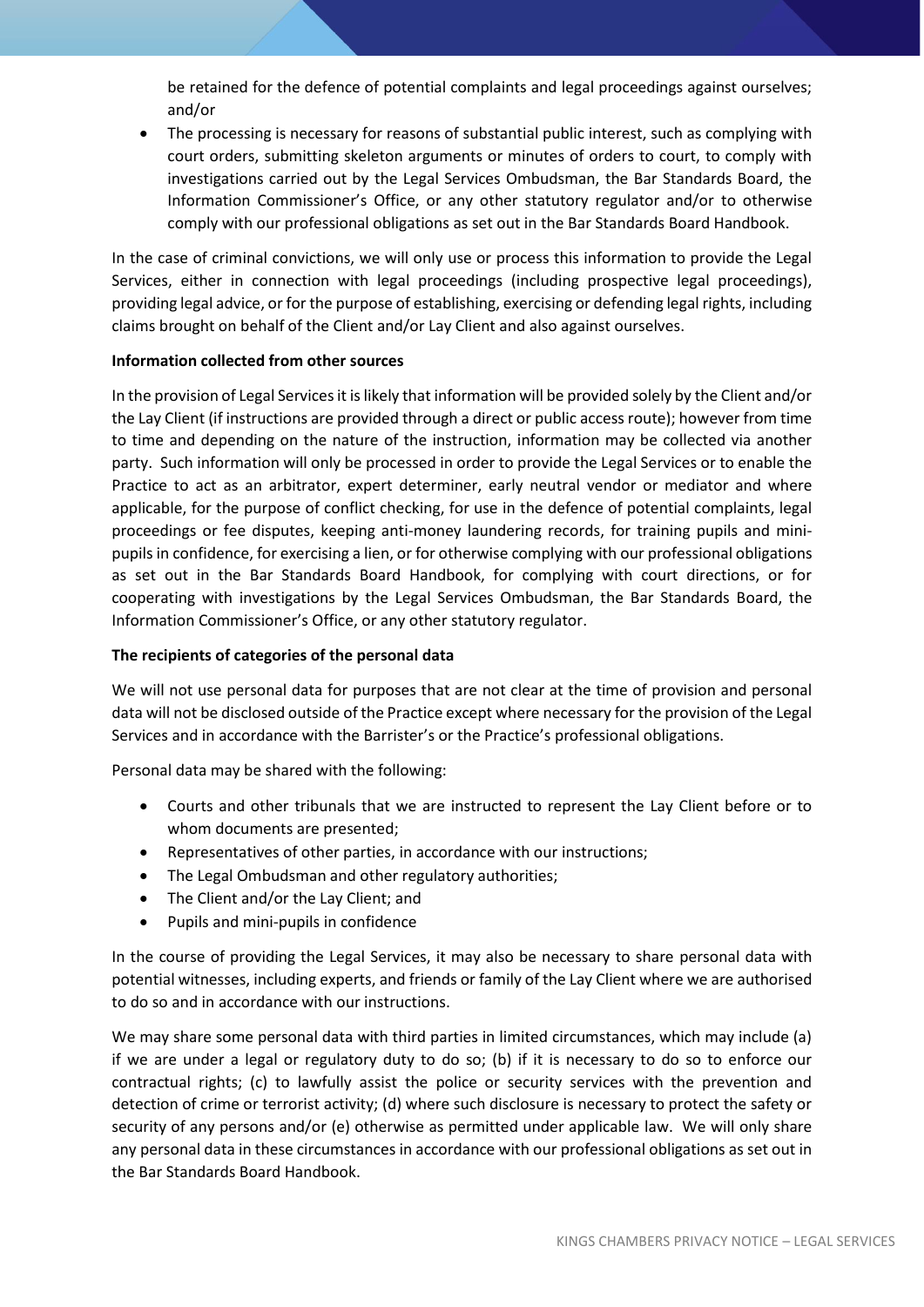be retained for the defence of potential complaints and legal proceedings against ourselves; and/or

- The processing is necessary for reasons of substantial public interest, such as complying with court orders, submitting skeleton arguments or minutes of orders to court, to comply with investigations carried out by the Legal Services Ombudsman, the Bar Standards Board, the Information Commissioner's Office, or any other statutory regulator and/or to otherwise comply with our professional obligations as set out in the Bar Standards Board Handbook.

In the case of criminal convictions, we will only use or process this information to provide the Legal Services, either in connection with legal proceedings (including prospective legal proceedings), providing legal advice, or for the purpose of establishing, exercising or defending legal rights, including claims brought on behalf of the Client and/or Lay Client and also against ourselves.

**Information collected from other sources**

In the provision of Legal Services it is likely that information will be provided solely by the Client and/or the Lay Client (if instructions are provided through a direct or public access route); however from time to time and depending on the nature of the instruction, information may be collected via another party. Such information will only be processed in order to provide the Legal Services or to enable the Practice to act as an arbitrator, expert determiner, early neutral vendor or mediator and where applicable, for the purpose of conflict checking, for use in the defence of potential complaints, legal proceedings or fee disputes, keeping anti-money laundering records, for training pupils and mini-pupils in confidence, for exercising a lien, or for otherwise complying with our professional obligations as set out in the Bar Standards Board Handbook, for complying with court directions, or for cooperating with investigations by the Legal Services Ombudsman, the Bar Standards Board, the Information Commissioner's Office, or any other statutory regulator.

**The recipients of categories of the personal data**

We will not use personal data for purposes that are not clear at the time of provision and personal data will not be disclosed outside of the Practice except where necessary for the provision of the Legal Services and in accordance with the Barrister's or the Practice's professional obligations.

Personal data may be shared with the following:

- Courts and other tribunals that we are instructed to represent the Lay Client before or to whom documents are presented;
- Representatives of other parties, in accordance with our instructions;
- The Legal Ombudsman and other regulatory authorities;
- The Client and/or the Lay Client; and
- Pupils and mini-pupils in confidence

In the course of providing the Legal Services, it may also be necessary to share personal data with potential witnesses, including experts, and friends or family of the Lay Client where we are authorised to do so and in accordance with our instructions.

We may share some personal data with third parties in limited circumstances, which may include (a) if we are under a legal or regulatory duty to do so; (b) if it is necessary to do so to enforce our contractual rights; (c) to lawfully assist the police or security services with the prevention and detection of crime or terrorist activity; (d) where such disclosure is necessary to protect the safety or security of any persons and/or (e) otherwise as permitted under applicable law. We will only share any personal data in these circumstances in accordance with our professional obligations as set out in the Bar Standards Board Handbook.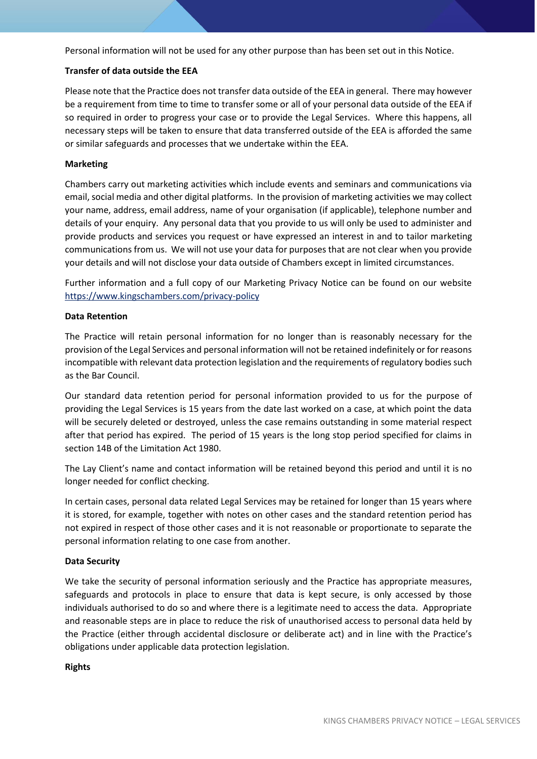Personal information will not be used for any other purpose than has been set out in this Notice.

**Transfer of data outside the EEA**

Please note that the Practice does not transfer data outside of the EEA in general. There may however be a requirement from time to time to transfer some or all of your personal data outside of the EEA if so required in order to progress your case or to provide the Legal Services. Where this happens, all necessary steps will be taken to ensure that data transferred outside of the EEA is afforded the same or similar safeguards and processes that we undertake within the EEA.

**Marketing**

Chambers carry out marketing activities which include events and seminars and communications via email, social media and other digital platforms. In the provision of marketing activities we may collect your name, address, email address, name of your organisation (if applicable), telephone number and details of your enquiry. Any personal data that you provide to us will only be used to administer and provide products and services you request or have expressed an interest in and to tailor marketing communications from us. We will not use your data for purposes that are not clear when you provide your details and will not disclose your data outside of Chambers except in limited circumstances.

Further information and a full copy of our Marketing Privacy Notice can be found on our website [https://www.kingschambers.com/privacy-policy](https://www.kingschambers.com/privacy-policy)

**Data Retention**

The Practice will retain personal information for no longer than is reasonably necessary for the provision of the Legal Services and personal information will not be retained indefinitely or for reasons incompatible with relevant data protection legislation and the requirements of regulatory bodies such as the Bar Council.

Our standard data retention period for personal information provided to us for the purpose of providing the Legal Services is 15 years from the date last worked on a case, at which point the data will be securely deleted or destroyed, unless the case remains outstanding in some material respect after that period has expired. The period of 15 years is the long stop period specified for claims in section 14B of the Limitation Act 1980.

The Lay Client's name and contact information will be retained beyond this period and until it is no longer needed for conflict checking.

In certain cases, personal data related Legal Services may be retained for longer than 15 years where it is stored, for example, together with notes on other cases and the standard retention period has not expired in respect of those other cases and it is not reasonable or proportionate to separate the personal information relating to one case from another.

**Data Security**

We take the security of personal information seriously and the Practice has appropriate measures, safeguards and protocols in place to ensure that data is kept secure, is only accessed by those individuals authorised to do so and where there is a legitimate need to access the data. Appropriate and reasonable steps are in place to reduce the risk of unauthorised access to personal data held by the Practice (either through accidental disclosure or deliberate act) and in line with the Practice's obligations under applicable data protection legislation.

**Rights**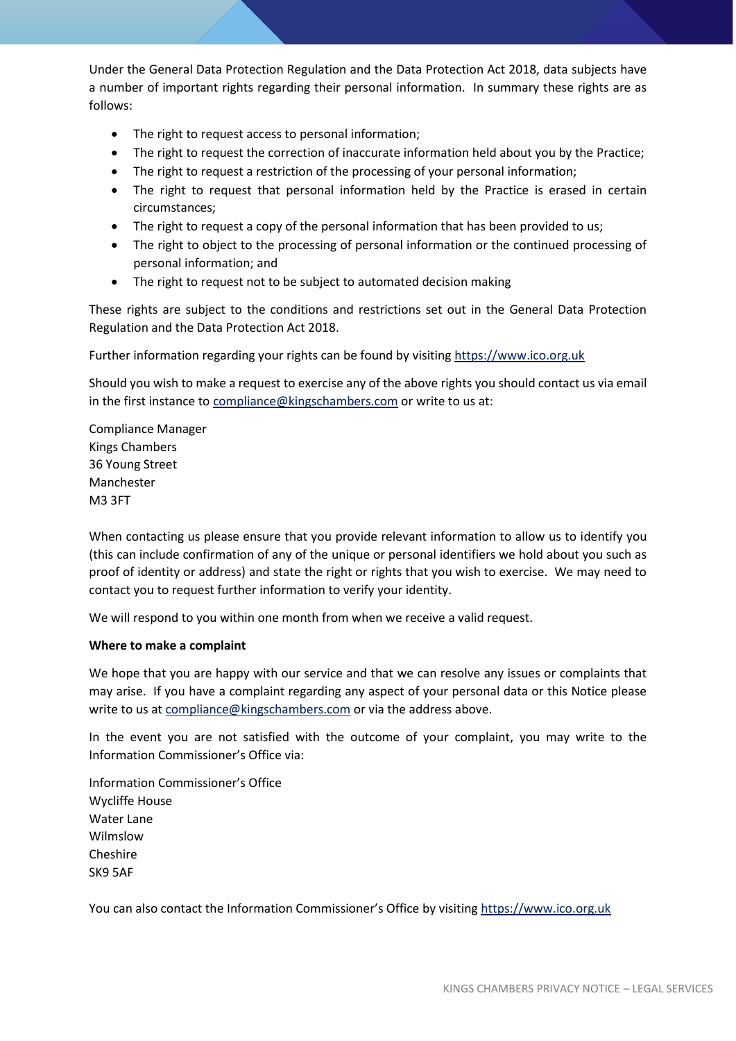Under the General Data Protection Regulation and the Data Protection Act 2018, data subjects have a number of important rights regarding their personal information. In summary these rights are as follows:

- The right to request access to personal information;
- The right to request the correction of inaccurate information held about you by the Practice;
- The right to request a restriction of the processing of your personal information;
- The right to request that personal information held by the Practice is erased in certain circumstances;
- The right to request a copy of the personal information that has been provided to us;
- The right to object to the processing of personal information or the continued processing of personal information; and
- The right to request not to be subject to automated decision making

These rights are subject to the conditions and restrictions set out in the General Data Protection Regulation and the Data Protection Act 2018.

Further information regarding your rights can be found by visiting https://www.ico.org.uk

Should you wish to make a request to exercise any of the above rights you should contact us via email in the first instance to compliance@kingschambers.com or write to us at:

Compliance Manager
Kings Chambers
36 Young Street
Manchester
M3 3FT

When contacting us please ensure that you provide relevant information to allow us to identify you (this can include confirmation of any of the unique or personal identifiers we hold about you such as proof of identity or address) and state the right or rights that you wish to exercise. We may need to contact you to request further information to verify your identity.

We will respond to you within one month from when we receive a valid request.

**Where to make a complaint**

We hope that you are happy with our service and that we can resolve any issues or complaints that may arise. If you have a complaint regarding any aspect of your personal data or this Notice please write to us at compliance@kingschambers.com or via the address above.

In the event you are not satisfied with the outcome of your complaint, you may write to the Information Commissioner's Office via:

Information Commissioner's Office
Wycliffe House
Water Lane
Wilmslow
Cheshire
SK9 5AF

You can also contact the Information Commissioner's Office by visiting https://www.ico.org.uk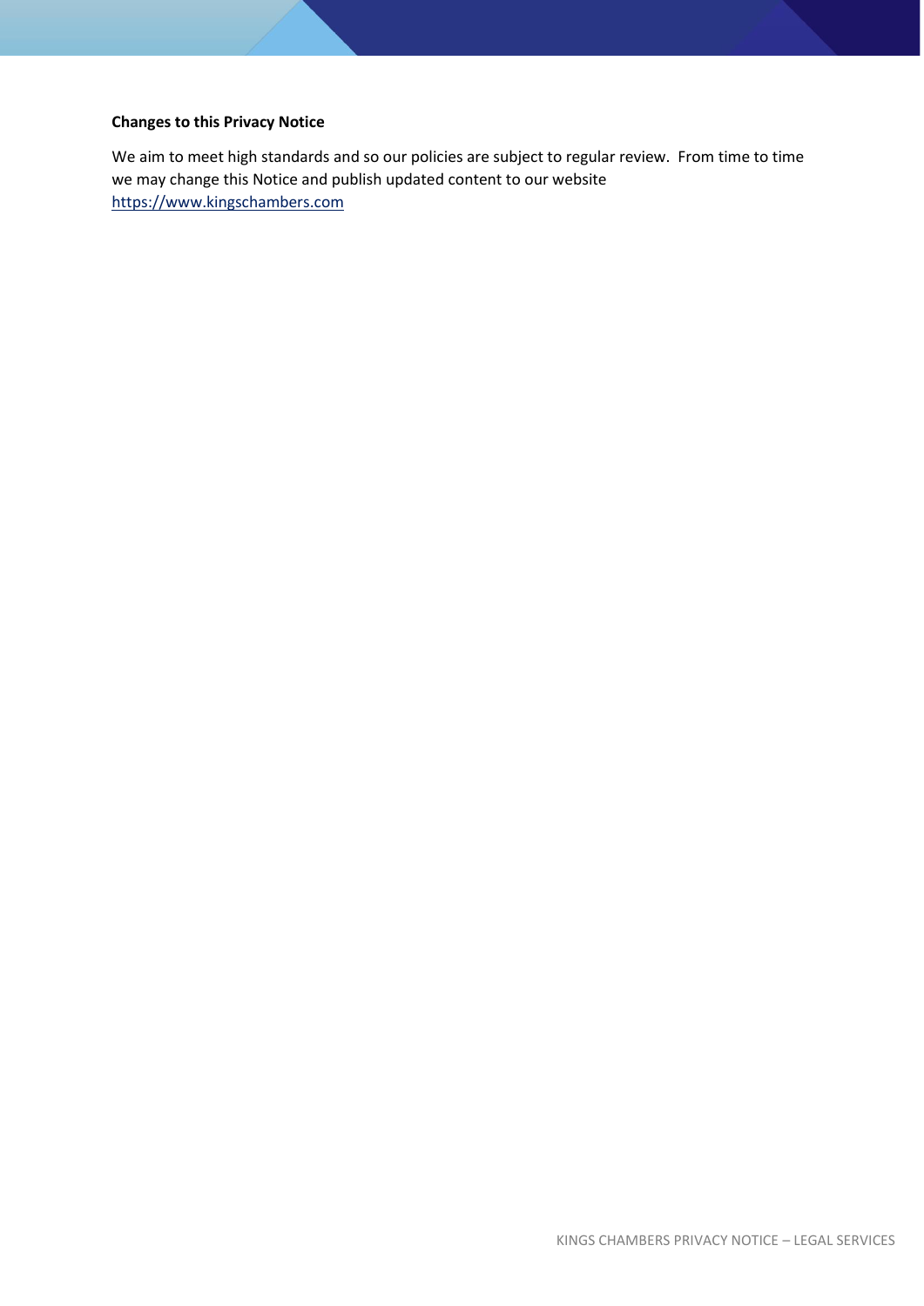**Changes to this Privacy Notice**

We aim to meet high standards and so our policies are subject to regular review. From time to time we may change this Notice and publish updated content to our website https://www.kingschambers.com